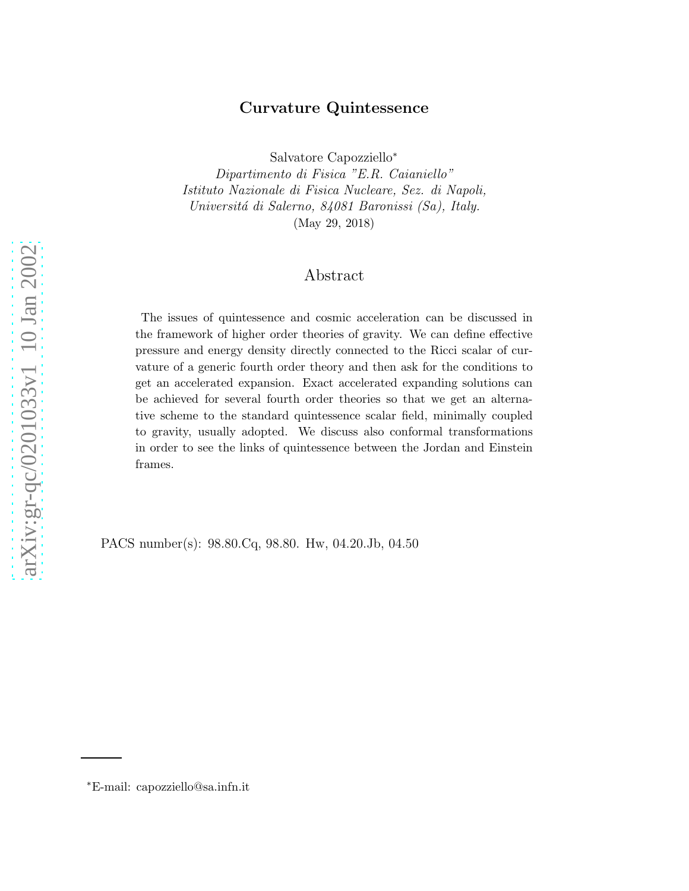# Curvature Quintessence

Salvatore Capozziello[*]

*Dipartimento di Fisica "E.R. Caianiello"*
*Istituto Nazionale di Fisica Nucleare, Sez. di Napoli,*
*Universitá di Salerno, 84081 Baronissi (Sa), Italy.*

(May 29, 2018)

## Abstract

The issues of quintessence and cosmic acceleration can be discussed in the framework of higher order theories of gravity. We can define effective pressure and energy density directly connected to the Ricci scalar of curvature of a generic fourth order theory and then ask for the conditions to get an accelerated expansion. Exact accelerated expanding solutions can be achieved for several fourth order theories so that we get an alternative scheme to the standard quintessence scalar field, minimally coupled to gravity, usually adopted. We discuss also conformal transformations in order to see the links of quintessence between the Jordan and Einstein frames.

PACS number(s): 98.80.Cq, 98.80. Hw, 04.20.Jb, 04.50

[*]E-mail: capozziello@sa.infn.it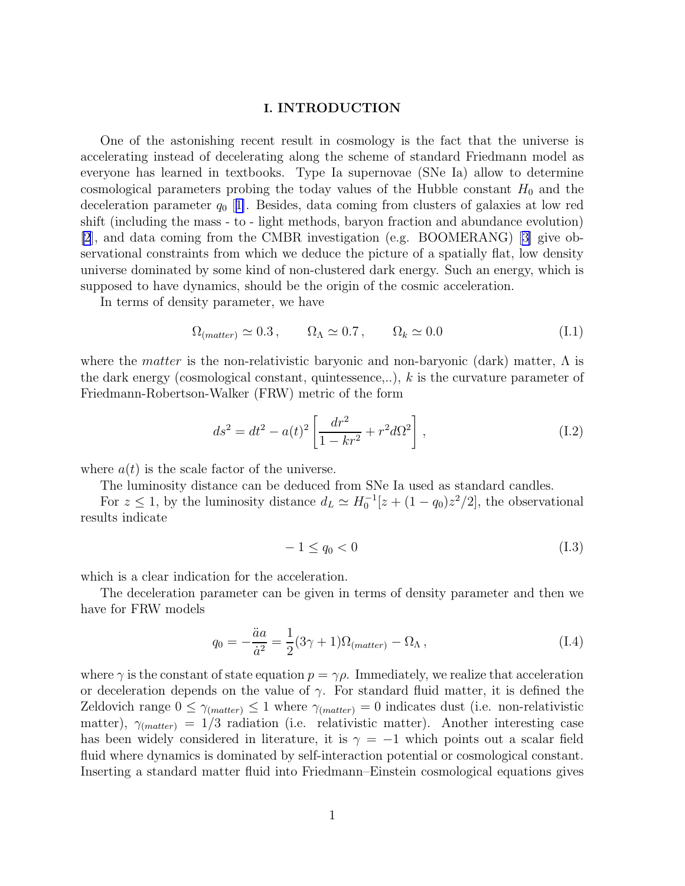# I. INTRODUCTION

One of the astonishing recent result in cosmology is the fact that the universe is accelerating instead of decelerating along the scheme of standard Friedmann model as everyone has learned in textbooks. Type Ia supernovae (SNe Ia) allow to determine cosmological parameters probing the today values of the Hubble constant $H_0$ and the deceleration parameter $q_0$ [1]. Besides, data coming from clusters of galaxies at low red shift (including the mass - to - light methods, baryon fraction and abundance evolution) [2], and data coming from the CMBR investigation (e.g. BOOMERANG) [3] give observational constraints from which we deduce the picture of a spatially flat, low density universe dominated by some kind of non-clustered dark energy. Such an energy, which is supposed to have dynamics, should be the origin of the cosmic acceleration.

In terms of density parameter, we have

$$\Omega_{(matter)} \simeq 0.3\,, \qquad \Omega_\Lambda \simeq 0.7\,, \qquad \Omega_k \simeq 0.0 \tag{I.1}$$

where the *matter* is the non-relativistic baryonic and non-baryonic (dark) matter, $\Lambda$ is the dark energy (cosmological constant, quintessence,..), $k$ is the curvature parameter of Friedmann-Robertson-Walker (FRW) metric of the form

$$ds^2 = dt^2 - a(t)^2\left[\frac{dr^2}{1-kr^2} + r^2 d\Omega^2\right]\,, \tag{I.2}$$

where $a(t)$ is the scale factor of the universe.

The luminosity distance can be deduced from SNe Ia used as standard candles.

For $z \leq 1$, by the luminosity distance $d_L \simeq H_0^{-1}[z + (1-q_0)z^2/2]$, the observational results indicate

$$-1 \leq q_0 < 0 \tag{I.3}$$

which is a clear indication for the acceleration.

The deceleration parameter can be given in terms of density parameter and then we have for FRW models

$$q_0 = -\frac{\ddot{a}a}{\dot{a}^2} = \frac{1}{2}(3\gamma + 1)\Omega_{(matter)} - \Omega_\Lambda\,, \tag{I.4}$$

where $\gamma$ is the constant of state equation $p = \gamma\rho$. Immediately, we realize that acceleration or deceleration depends on the value of $\gamma$. For standard fluid matter, it is defined the Zeldovich range $0 \leq \gamma_{(matter)} \leq 1$ where $\gamma_{(matter)} = 0$ indicates dust (i.e. non-relativistic matter), $\gamma_{(matter)} = 1/3$ radiation (i.e. relativistic matter). Another interesting case has been widely considered in literature, it is $\gamma = -1$ which points out a scalar field fluid where dynamics is dominated by self-interaction potential or cosmological constant. Inserting a standard matter fluid into Friedmann–Einstein cosmological equations gives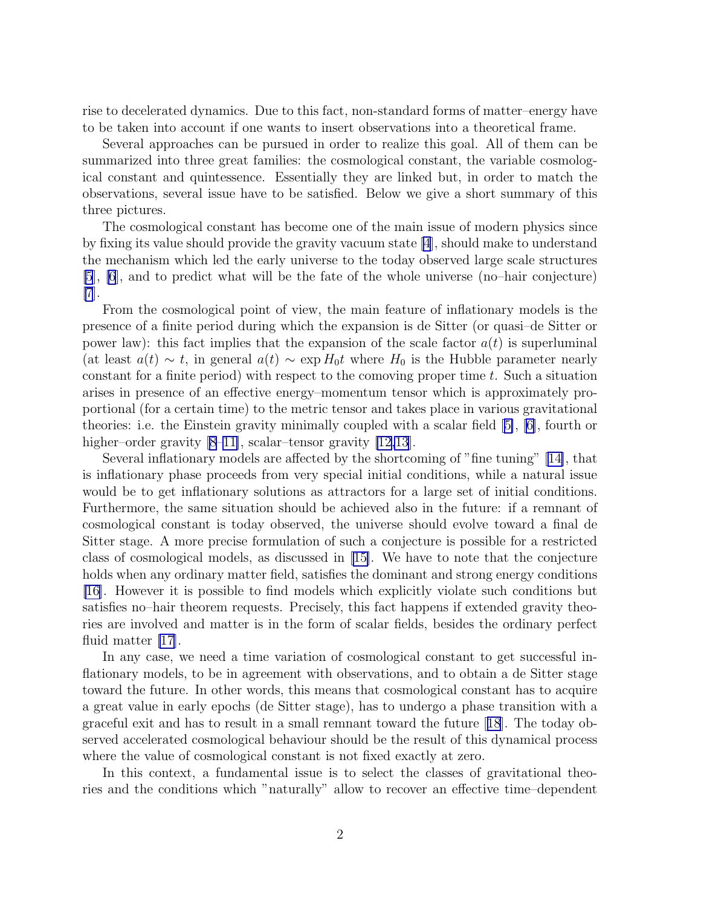rise to decelerated dynamics. Due to this fact, non-standard forms of matter–energy have to be taken into account if one wants to insert observations into a theoretical frame.

Several approaches can be pursued in order to realize this goal. All of them can be summarized into three great families: the cosmological constant, the variable cosmological constant and quintessence. Essentially they are linked but, in order to match the observations, several issue have to be satisfied. Below we give a short summary of this three pictures.

The cosmological constant has become one of the main issue of modern physics since by fixing its value should provide the gravity vacuum state [4], should make to understand the mechanism which led the early universe to the today observed large scale structures [5], [6], and to predict what will be the fate of the whole universe (no–hair conjecture) [7].

From the cosmological point of view, the main feature of inflationary models is the presence of a finite period during which the expansion is de Sitter (or quasi–de Sitter or power law): this fact implies that the expansion of the scale factor $a(t)$ is superluminal (at least $a(t) \sim t$, in general $a(t) \sim \exp H_0 t$ where $H_0$ is the Hubble parameter nearly constant for a finite period) with respect to the comoving proper time $t$. Such a situation arises in presence of an effective energy–momentum tensor which is approximately proportional (for a certain time) to the metric tensor and takes place in various gravitational theories: i.e. the Einstein gravity minimally coupled with a scalar field [5], [6], fourth or higher–order gravity [8–11], scalar–tensor gravity [12,13].

Several inflationary models are affected by the shortcoming of "fine tuning" [14], that is inflationary phase proceeds from very special initial conditions, while a natural issue would be to get inflationary solutions as attractors for a large set of initial conditions. Furthermore, the same situation should be achieved also in the future: if a remnant of cosmological constant is today observed, the universe should evolve toward a final de Sitter stage. A more precise formulation of such a conjecture is possible for a restricted class of cosmological models, as discussed in [15]. We have to note that the conjecture holds when any ordinary matter field, satisfies the dominant and strong energy conditions [16]. However it is possible to find models which explicitly violate such conditions but satisfies no–hair theorem requests. Precisely, this fact happens if extended gravity theories are involved and matter is in the form of scalar fields, besides the ordinary perfect fluid matter [17].

In any case, we need a time variation of cosmological constant to get successful inflationary models, to be in agreement with observations, and to obtain a de Sitter stage toward the future. In other words, this means that cosmological constant has to acquire a great value in early epochs (de Sitter stage), has to undergo a phase transition with a graceful exit and has to result in a small remnant toward the future [18]. The today observed accelerated cosmological behaviour should be the result of this dynamical process where the value of cosmological constant is not fixed exactly at zero.

In this context, a fundamental issue is to select the classes of gravitational theories and the conditions which "naturally" allow to recover an effective time–dependent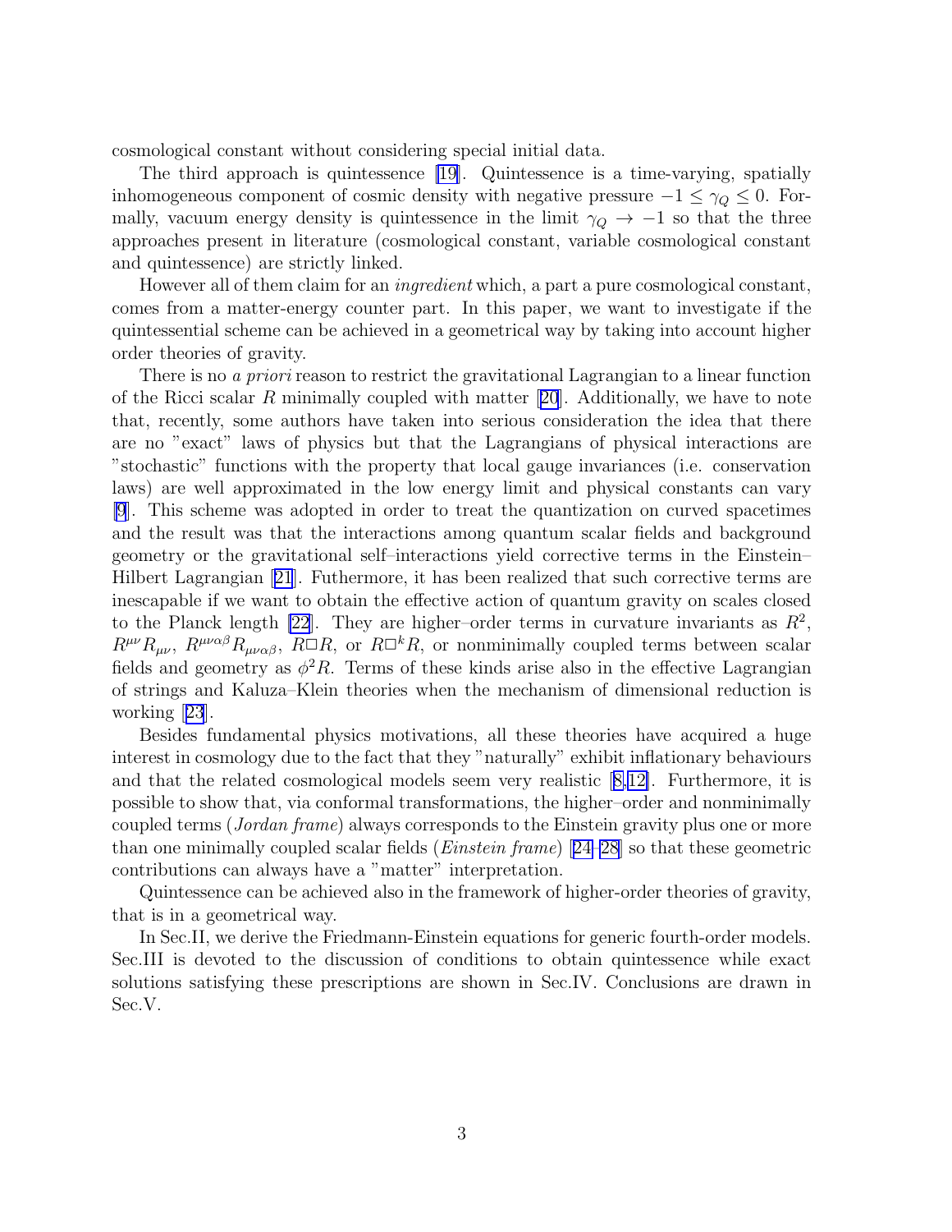cosmological constant without considering special initial data.

The third approach is quintessence [19]. Quintessence is a time-varying, spatially inhomogeneous component of cosmic density with negative pressure $-1 \leq \gamma_Q \leq 0$. Formally, vacuum energy density is quintessence in the limit $\gamma_Q \to -1$ so that the three approaches present in literature (cosmological constant, variable cosmological constant and quintessence) are strictly linked.

However all of them claim for an *ingredient* which, a part a pure cosmological constant, comes from a matter-energy counter part. In this paper, we want to investigate if the quintessential scheme can be achieved in a geometrical way by taking into account higher order theories of gravity.

There is no *a priori* reason to restrict the gravitational Lagrangian to a linear function of the Ricci scalar $R$ minimally coupled with matter [20]. Additionally, we have to note that, recently, some authors have taken into serious consideration the idea that there are no "exact" laws of physics but that the Lagrangians of physical interactions are "stochastic" functions with the property that local gauge invariances (i.e. conservation laws) are well approximated in the low energy limit and physical constants can vary [9]. This scheme was adopted in order to treat the quantization on curved spacetimes and the result was that the interactions among quantum scalar fields and background geometry or the gravitational self–interactions yield corrective terms in the Einstein–Hilbert Lagrangian [21]. Futhermore, it has been realized that such corrective terms are inescapable if we want to obtain the effective action of quantum gravity on scales closed to the Planck length [22]. They are higher–order terms in curvature invariants as $R^2$, $R^{\mu\nu}R_{\mu\nu}$, $R^{\mu\nu\alpha\beta}R_{\mu\nu\alpha\beta}$, $R\Box R$, or $R\Box^k R$, or nonminimally coupled terms between scalar fields and geometry as $\phi^2 R$. Terms of these kinds arise also in the effective Lagrangian of strings and Kaluza–Klein theories when the mechanism of dimensional reduction is working [23].

Besides fundamental physics motivations, all these theories have acquired a huge interest in cosmology due to the fact that they "naturally" exhibit inflationary behaviours and that the related cosmological models seem very realistic [8,12]. Furthermore, it is possible to show that, via conformal transformations, the higher–order and nonminimally coupled terms (*Jordan frame*) always corresponds to the Einstein gravity plus one or more than one minimally coupled scalar fields (*Einstein frame*) [24–28] so that these geometric contributions can always have a "matter" interpretation.

Quintessence can be achieved also in the framework of higher-order theories of gravity, that is in a geometrical way.

In Sec.II, we derive the Friedmann-Einstein equations for generic fourth-order models. Sec.III is devoted to the discussion of conditions to obtain quintessence while exact solutions satisfying these prescriptions are shown in Sec.IV. Conclusions are drawn in Sec.V.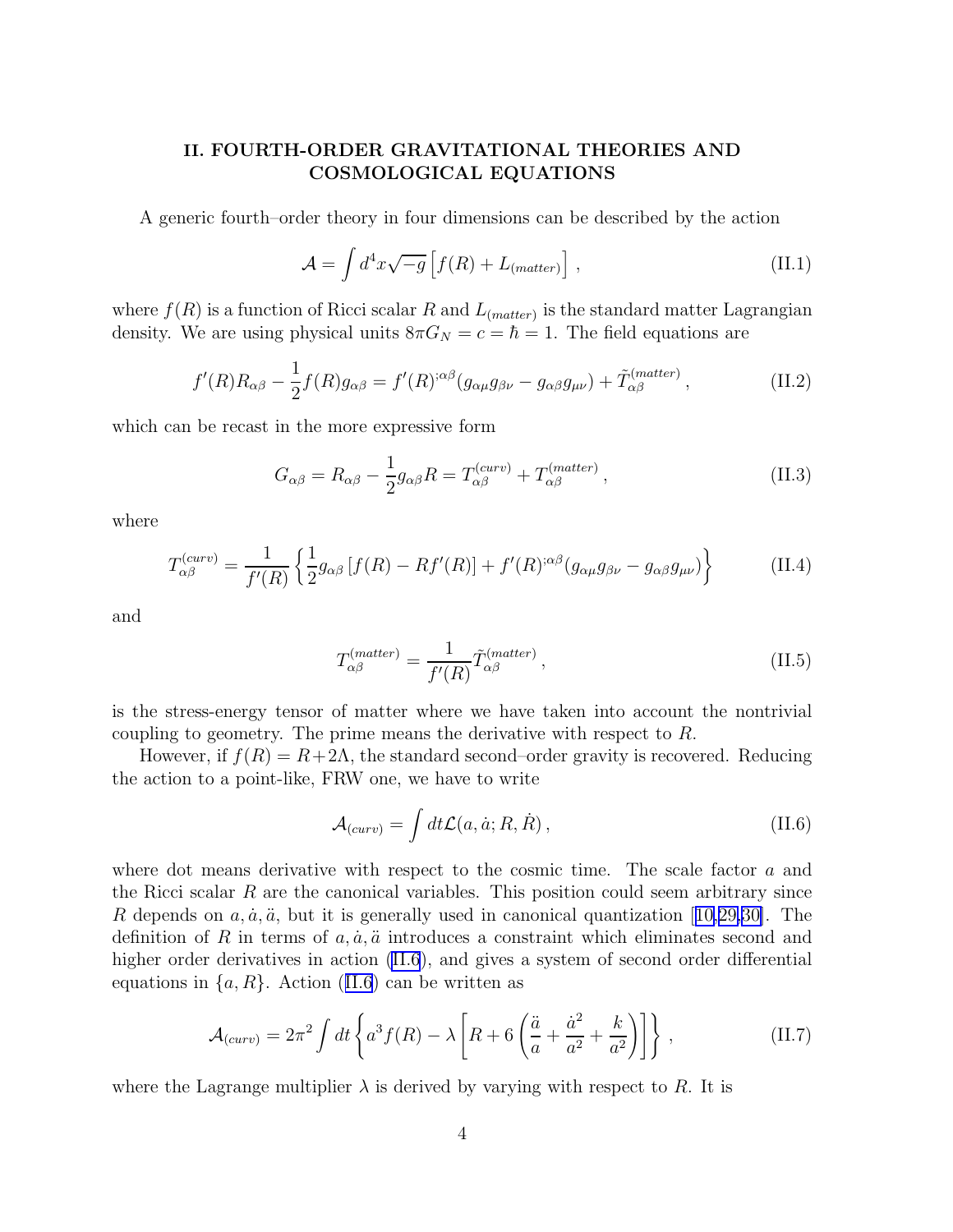## II. FOURTH-ORDER GRAVITATIONAL THEORIES AND COSMOLOGICAL EQUATIONS

A generic fourth–order theory in four dimensions can be described by the action

$$\mathcal{A} = \int d^4x\sqrt{-g}\left[f(R) + L_{(matter)}\right] , \tag{II.1}$$

where $f(R)$ is a function of Ricci scalar $R$ and $L_{(matter)}$ is the standard matter Lagrangian density. We are using physical units $8\pi G_N = c = \hbar = 1$. The field equations are

$$f'(R)R_{\alpha\beta} - \frac{1}{2}f(R)g_{\alpha\beta} = f'(R)^{;\alpha\beta}(g_{\alpha\mu}g_{\beta\nu} - g_{\alpha\beta}g_{\mu\nu}) + \tilde{T}^{(matter)}_{\alpha\beta} , \tag{II.2}$$

which can be recast in the more expressive form

$$G_{\alpha\beta} = R_{\alpha\beta} - \frac{1}{2}g_{\alpha\beta}R = T^{(curv)}_{\alpha\beta} + T^{(matter)}_{\alpha\beta} , \tag{II.3}$$

where

$$T^{(curv)}_{\alpha\beta} = \frac{1}{f'(R)}\left\{\frac{1}{2}g_{\alpha\beta}\left[f(R) - Rf'(R)\right] + f'(R)^{;\alpha\beta}(g_{\alpha\mu}g_{\beta\nu} - g_{\alpha\beta}g_{\mu\nu})\right\} \tag{II.4}$$

and

$$T^{(matter)}_{\alpha\beta} = \frac{1}{f'(R)}\tilde{T}^{(matter)}_{\alpha\beta} , \tag{II.5}$$

is the stress-energy tensor of matter where we have taken into account the nontrivial coupling to geometry. The prime means the derivative with respect to $R$.

However, if $f(R) = R+2\Lambda$, the standard second–order gravity is recovered. Reducing the action to a point-like, FRW one, we have to write

$$\mathcal{A}_{(curv)} = \int dt\mathcal{L}(a, \dot{a}; R, \dot{R}) , \tag{II.6}$$

where dot means derivative with respect to the cosmic time. The scale factor $a$ and the Ricci scalar $R$ are the canonical variables. This position could seem arbitrary since $R$ depends on $a, \dot{a}, \ddot{a}$, but it is generally used in canonical quantization [10,29,30]. The definition of $R$ in terms of $a, \dot{a}, \ddot{a}$ introduces a constraint which eliminates second and higher order derivatives in action (II.6), and gives a system of second order differential equations in $\{a, R\}$. Action (II.6) can be written as

$$\mathcal{A}_{(curv)} = 2\pi^2\int dt\left\{a^3f(R) - \lambda\left[R + 6\left(\frac{\ddot{a}}{a} + \frac{\dot{a}^2}{a^2} + \frac{k}{a^2}\right)\right]\right\} , \tag{II.7}$$

where the Lagrange multiplier $\lambda$ is derived by varying with respect to $R$. It is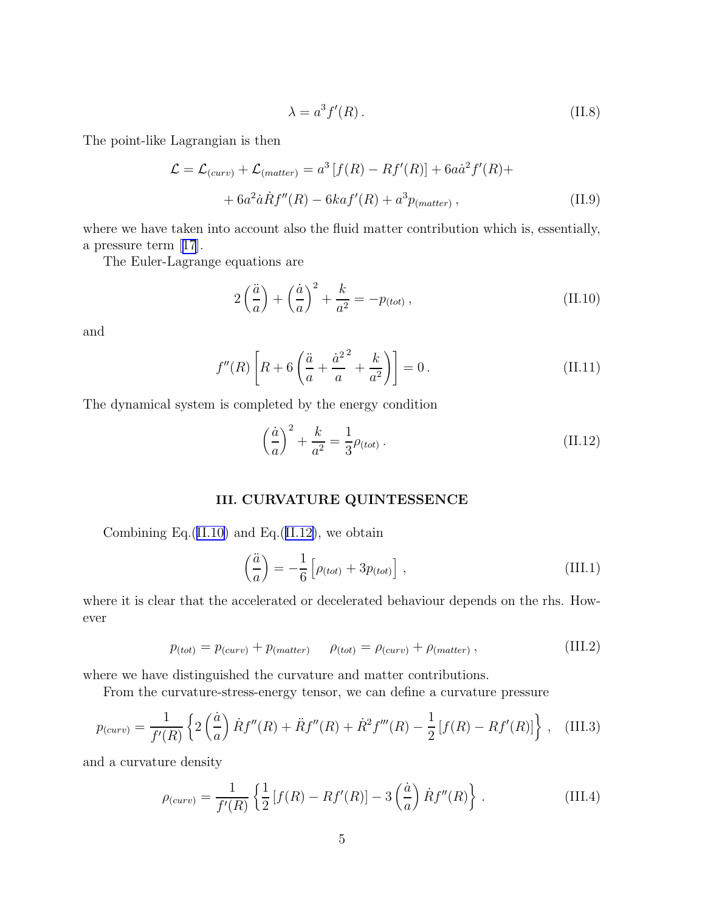$$\lambda = a^3 f'(R) \,. \tag{II.8}$$

The point-like Lagrangian is then

$$\mathcal{L} = \mathcal{L}_{(curv)} + \mathcal{L}_{(matter)} = a^3 \left[ f(R) - R f'(R) \right] + 6a\dot{a}^2 f'(R) +$$
$$+ 6a^2 \dot{a} \dot{R} f''(R) - 6ka f'(R) + a^3 p_{(matter)} \,, \tag{II.9}$$

where we have taken into account also the fluid matter contribution which is, essentially, a pressure term [17].

The Euler-Lagrange equations are

$$2\left(\frac{\ddot{a}}{a}\right) + \left(\frac{\dot{a}}{a}\right)^2 + \frac{k}{a^2} = -p_{(tot)} \,, \tag{II.10}$$

and

$$f''(R)\left[R + 6\left(\frac{\ddot{a}}{a} + \frac{\dot{a}^{2}}{a}^{2} + \frac{k}{a^2}\right)\right] = 0 \,. \tag{II.11}$$

The dynamical system is completed by the energy condition

$$\left(\frac{\dot{a}}{a}\right)^2 + \frac{k}{a^2} = \frac{1}{3}\rho_{(tot)} \,. \tag{II.12}$$

## III. CURVATURE QUINTESSENCE

Combining Eq.(II.10) and Eq.(II.12), we obtain

$$\left(\frac{\ddot{a}}{a}\right) = -\frac{1}{6}\left[\rho_{(tot)} + 3p_{(tot)}\right] \,, \tag{III.1}$$

where it is clear that the accelerated or decelerated behaviour depends on the rhs. However

$$p_{(tot)} = p_{(curv)} + p_{(matter)} \qquad \rho_{(tot)} = \rho_{(curv)} + \rho_{(matter)} \,, \tag{III.2}$$

where we have distinguished the curvature and matter contributions.

From the curvature-stress-energy tensor, we can define a curvature pressure

$$p_{(curv)} = \frac{1}{f'(R)}\left\{2\left(\frac{\dot{a}}{a}\right)\dot{R}f''(R) + \ddot{R}f''(R) + \dot{R}^2 f'''(R) - \frac{1}{2}\left[f(R) - Rf'(R)\right]\right\} \,, \tag{III.3}$$

and a curvature density

$$\rho_{(curv)} = \frac{1}{f'(R)}\left\{\frac{1}{2}\left[f(R) - Rf'(R)\right] - 3\left(\frac{\dot{a}}{a}\right)\dot{R}f''(R)\right\} \,. \tag{III.4}$$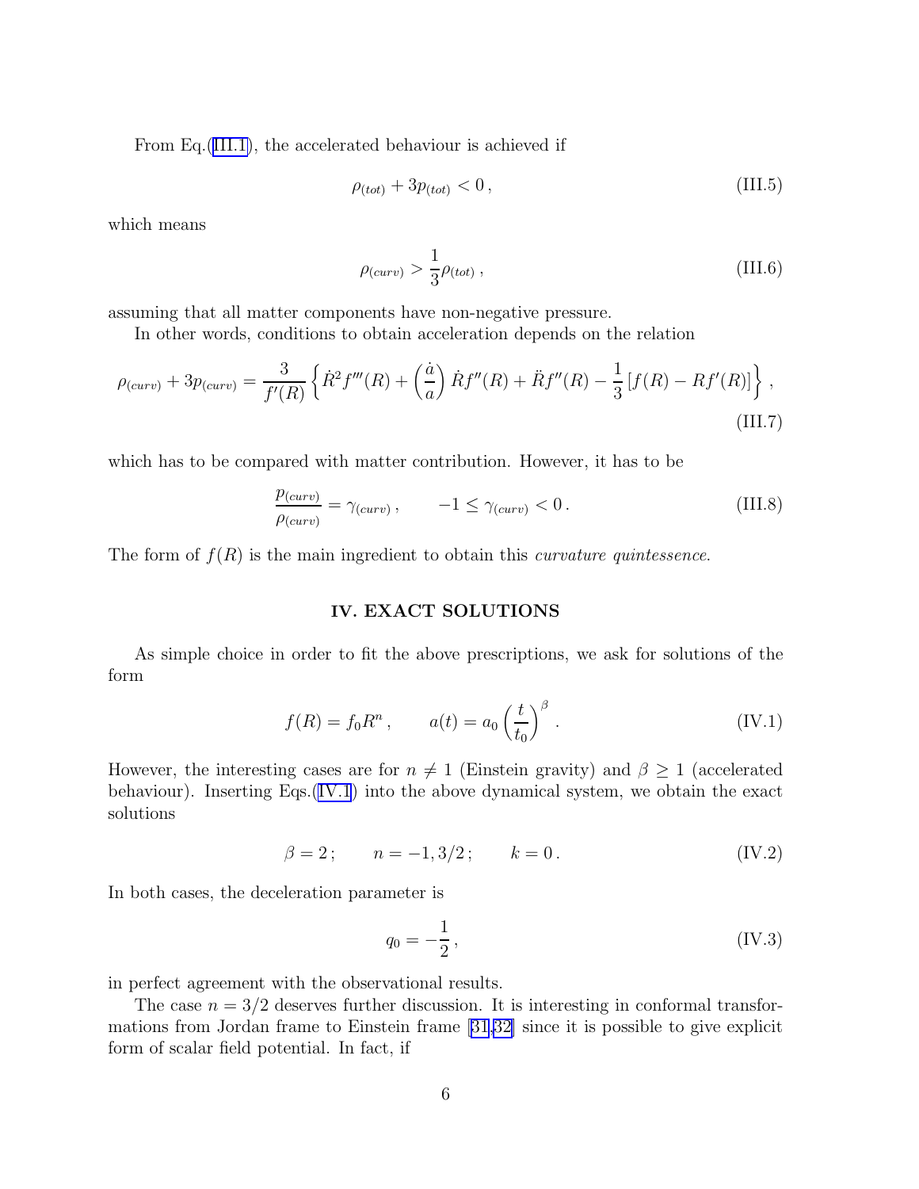From Eq.(III.1), the accelerated behaviour is achieved if

$$\rho_{(tot)} + 3p_{(tot)} < 0\,, \tag{III.5}$$

which means

$$\rho_{(curv)} > \frac{1}{3}\rho_{(tot)}\,, \tag{III.6}$$

assuming that all matter components have non-negative pressure.

In other words, conditions to obtain acceleration depends on the relation

$$\rho_{(curv)} + 3p_{(curv)} = \frac{3}{f'(R)}\left\{\dot{R}^2 f'''(R) + \left(\frac{\dot{a}}{a}\right)\dot{R}f''(R) + \ddot{R}f''(R) - \frac{1}{3}\left[f(R) - Rf'(R)\right]\right\}\,, \tag{III.7}$$

which has to be compared with matter contribution. However, it has to be

$$\frac{p_{(curv)}}{\rho_{(curv)}} = \gamma_{(curv)}\,, \qquad -1 \leq \gamma_{(curv)} < 0\,. \tag{III.8}$$

The form of $f(R)$ is the main ingredient to obtain this *curvature quintessence*.

## IV. EXACT SOLUTIONS

As simple choice in order to fit the above prescriptions, we ask for solutions of the form

$$f(R) = f_0 R^n\,, \qquad a(t) = a_0\left(\frac{t}{t_0}\right)^{\beta}\,. \tag{IV.1}$$

However, the interesting cases are for $n \neq 1$ (Einstein gravity) and $\beta \geq 1$ (accelerated behaviour). Inserting Eqs.(IV.1) into the above dynamical system, we obtain the exact solutions

$$\beta = 2\,; \qquad n = -1, 3/2\,; \qquad k = 0\,. \tag{IV.2}$$

In both cases, the deceleration parameter is

$$q_0 = -\frac{1}{2}\,, \tag{IV.3}$$

in perfect agreement with the observational results.

The case $n = 3/2$ deserves further discussion. It is interesting in conformal transformations from Jordan frame to Einstein frame [31,32] since it is possible to give explicit form of scalar field potential. In fact, if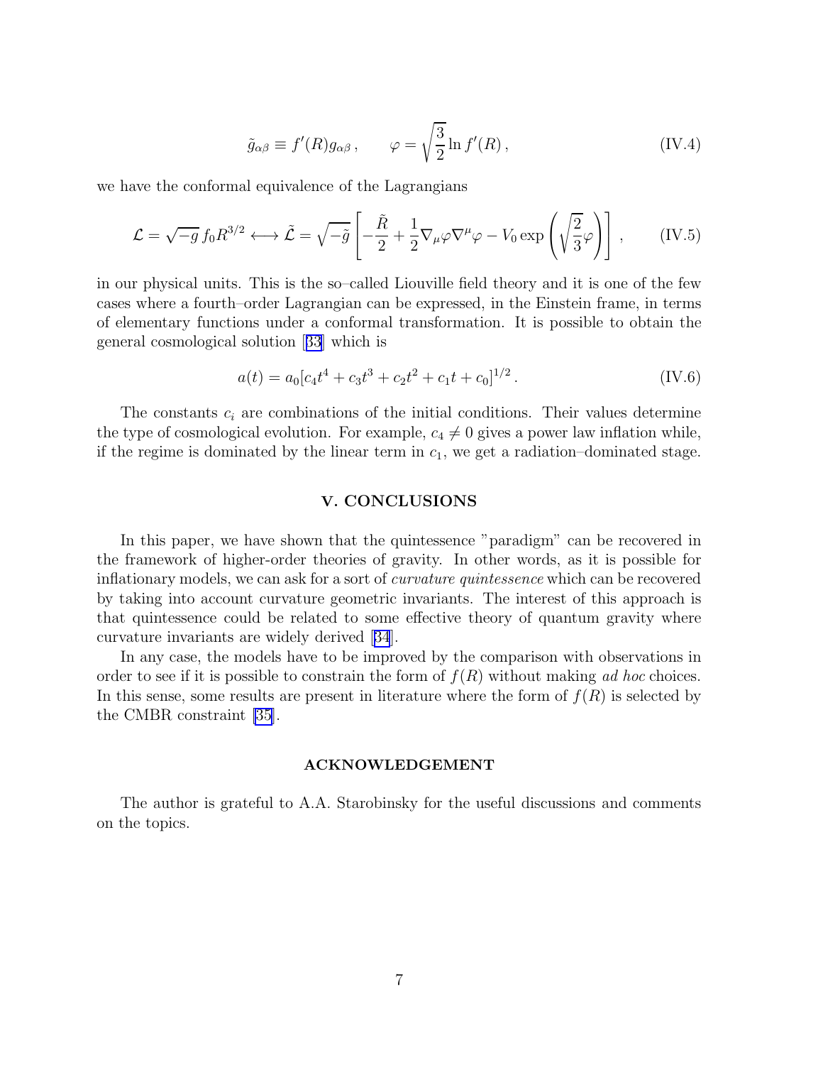$$\tilde{g}_{\alpha\beta} \equiv f'(R) g_{\alpha\beta} \,, \qquad \varphi = \sqrt{\frac{3}{2}} \ln f'(R) \,, \tag{IV.4}$$

we have the conformal equivalence of the Lagrangians

$$\mathcal{L} = \sqrt{-g}\, f_0 R^{3/2} \longleftrightarrow \tilde{\mathcal{L}} = \sqrt{-\tilde{g}} \left[ -\frac{\tilde{R}}{2} + \frac{1}{2} \nabla_\mu \varphi \nabla^\mu \varphi - V_0 \exp\left( \sqrt{\frac{2}{3}} \varphi \right) \right] \,, \tag{IV.5}$$

in our physical units. This is the so–called Liouville field theory and it is one of the few cases where a fourth–order Lagrangian can be expressed, in the Einstein frame, in terms of elementary functions under a conformal transformation. It is possible to obtain the general cosmological solution [33] which is

$$a(t) = a_0 [c_4 t^4 + c_3 t^3 + c_2 t^2 + c_1 t + c_0]^{1/2} \,. \tag{IV.6}$$

The constants $c_i$ are combinations of the initial conditions. Their values determine the type of cosmological evolution. For example, $c_4 \neq 0$ gives a power law inflation while, if the regime is dominated by the linear term in $c_1$, we get a radiation–dominated stage.

## V. CONCLUSIONS

In this paper, we have shown that the quintessence "paradigm" can be recovered in the framework of higher-order theories of gravity. In other words, as it is possible for inflationary models, we can ask for a sort of *curvature quintessence* which can be recovered by taking into account curvature geometric invariants. The interest of this approach is that quintessence could be related to some effective theory of quantum gravity where curvature invariants are widely derived [34].

In any case, the models have to be improved by the comparison with observations in order to see if it is possible to constrain the form of $f(R)$ without making *ad hoc* choices. In this sense, some results are present in literature where the form of $f(R)$ is selected by the CMBR constraint [35].

### ACKNOWLEDGEMENT

The author is grateful to A.A. Starobinsky for the useful discussions and comments on the topics.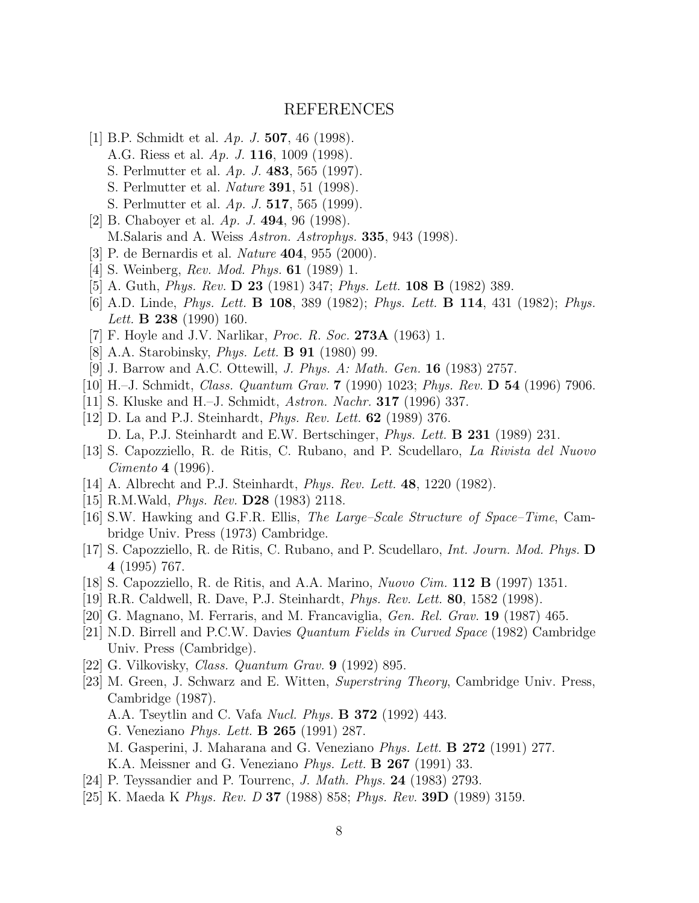## REFERENCES

[1] B.P. Schmidt et al. *Ap. J.* **507**, 46 (1998).
A.G. Riess et al. *Ap. J.* **116**, 1009 (1998).
S. Perlmutter et al. *Ap. J.* **483**, 565 (1997).
S. Perlmutter et al. *Nature* **391**, 51 (1998).
S. Perlmutter et al. *Ap. J.* **517**, 565 (1999).

[2] B. Chaboyer et al. *Ap. J.* **494**, 96 (1998).
M.Salaris and A. Weiss *Astron. Astrophys.* **335**, 943 (1998).

[3] P. de Bernardis et al. *Nature* **404**, 955 (2000).

[4] S. Weinberg, *Rev. Mod. Phys.* **61** (1989) 1.

[5] A. Guth, *Phys. Rev.* **D 23** (1981) 347; *Phys. Lett.* **108 B** (1982) 389.

[6] A.D. Linde, *Phys. Lett.* **B 108**, 389 (1982); *Phys. Lett.* **B 114**, 431 (1982); *Phys. Lett.* **B 238** (1990) 160.

[7] F. Hoyle and J.V. Narlikar, *Proc. R. Soc.* **273A** (1963) 1.

[8] A.A. Starobinsky, *Phys. Lett.* **B 91** (1980) 99.

[9] J. Barrow and A.C. Ottewill, *J. Phys. A: Math. Gen.* **16** (1983) 2757.

[10] H.–J. Schmidt, *Class. Quantum Grav.* **7** (1990) 1023; *Phys. Rev.* **D 54** (1996) 7906.

[11] S. Kluske and H.–J. Schmidt, *Astron. Nachr.* **317** (1996) 337.

[12] D. La and P.J. Steinhardt, *Phys. Rev. Lett.* **62** (1989) 376.
D. La, P.J. Steinhardt and E.W. Bertschinger, *Phys. Lett.* **B 231** (1989) 231.

[13] S. Capozziello, R. de Ritis, C. Rubano, and P. Scudellaro, *La Rivista del Nuovo Cimento* **4** (1996).

[14] A. Albrecht and P.J. Steinhardt, *Phys. Rev. Lett.* **48**, 1220 (1982).

[15] R.M.Wald, *Phys. Rev.* **D28** (1983) 2118.

[16] S.W. Hawking and G.F.R. Ellis, *The Large–Scale Structure of Space–Time*, Cambridge Univ. Press (1973) Cambridge.

[17] S. Capozziello, R. de Ritis, C. Rubano, and P. Scudellaro, *Int. Journ. Mod. Phys.* **D 4** (1995) 767.

[18] S. Capozziello, R. de Ritis, and A.A. Marino, *Nuovo Cim.* **112 B** (1997) 1351.

[19] R.R. Caldwell, R. Dave, P.J. Steinhardt, *Phys. Rev. Lett.* **80**, 1582 (1998).

[20] G. Magnano, M. Ferraris, and M. Francaviglia, *Gen. Rel. Grav.* **19** (1987) 465.

[21] N.D. Birrell and P.C.W. Davies *Quantum Fields in Curved Space* (1982) Cambridge Univ. Press (Cambridge).

[22] G. Vilkovisky, *Class. Quantum Grav.* **9** (1992) 895.

[23] M. Green, J. Schwarz and E. Witten, *Superstring Theory*, Cambridge Univ. Press, Cambridge (1987).
A.A. Tseytlin and C. Vafa *Nucl. Phys.* **B 372** (1992) 443.
G. Veneziano *Phys. Lett.* **B 265** (1991) 287.
M. Gasperini, J. Maharana and G. Veneziano *Phys. Lett.* **B 272** (1991) 277.
K.A. Meissner and G. Veneziano *Phys. Lett.* **B 267** (1991) 33.

[24] P. Teyssandier and P. Tourrenc, *J. Math. Phys.* **24** (1983) 2793.

[25] K. Maeda K *Phys. Rev. D* **37** (1988) 858; *Phys. Rev.* **39D** (1989) 3159.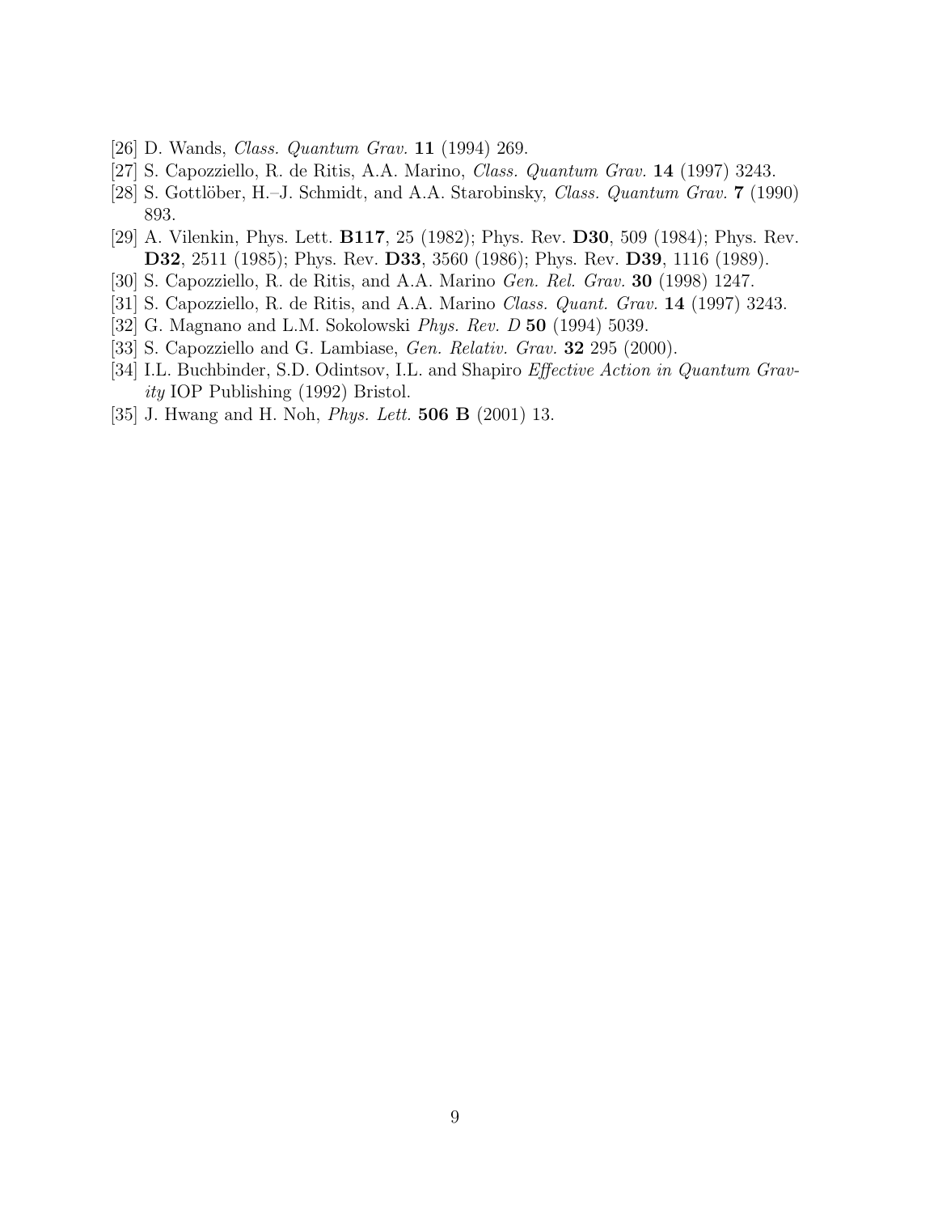[26] D. Wands, *Class. Quantum Grav.* **11** (1994) 269.

[27] S. Capozziello, R. de Ritis, A.A. Marino, *Class. Quantum Grav.* **14** (1997) 3243.

[28] S. Gottlöber, H.–J. Schmidt, and A.A. Starobinsky, *Class. Quantum Grav.* **7** (1990) 893.

[29] A. Vilenkin, Phys. Lett. **B117**, 25 (1982); Phys. Rev. **D30**, 509 (1984); Phys. Rev. **D32**, 2511 (1985); Phys. Rev. **D33**, 3560 (1986); Phys. Rev. **D39**, 1116 (1989).

[30] S. Capozziello, R. de Ritis, and A.A. Marino *Gen. Rel. Grav.* **30** (1998) 1247.

[31] S. Capozziello, R. de Ritis, and A.A. Marino *Class. Quant. Grav.* **14** (1997) 3243.

[32] G. Magnano and L.M. Sokolowski *Phys. Rev. D* **50** (1994) 5039.

[33] S. Capozziello and G. Lambiase, *Gen. Relativ. Grav.* **32** 295 (2000).

[34] I.L. Buchbinder, S.D. Odintsov, I.L. and Shapiro *Effective Action in Quantum Gravity* IOP Publishing (1992) Bristol.

[35] J. Hwang and H. Noh, *Phys. Lett.* **506 B** (2001) 13.